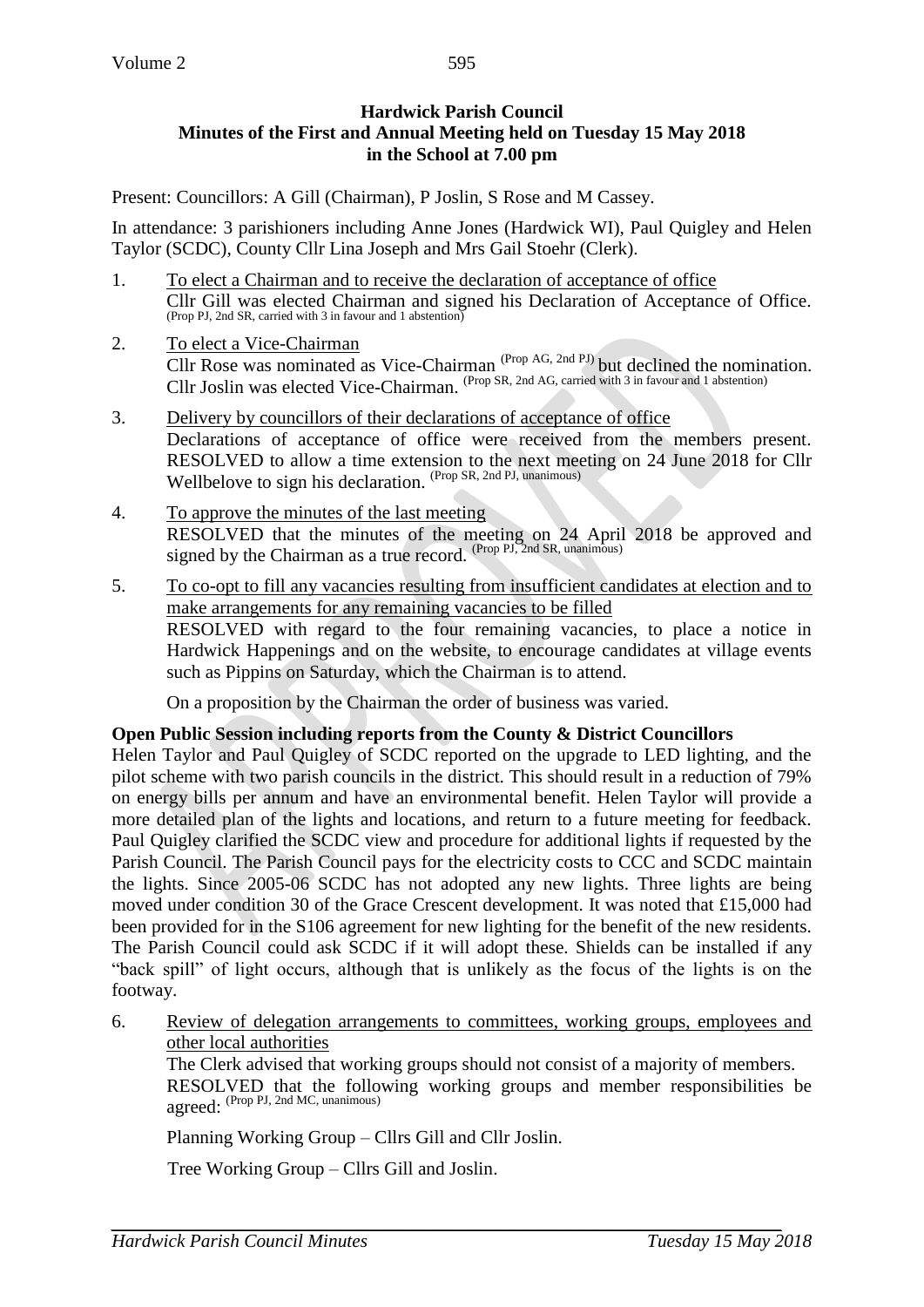**Hardwick Parish Council**
**Minutes of the First and Annual Meeting held on Tuesday 15 May 2018**
**in the School at 7.00 pm**

Present: Councillors: A Gill (Chairman), P Joslin, S Rose and M Cassey.

In attendance: 3 parishioners including Anne Jones (Hardwick WI), Paul Quigley and Helen Taylor (SCDC), County Cllr Lina Joseph and Mrs Gail Stoehr (Clerk).

1. To elect a Chairman and to receive the declaration of acceptance of office
   Cllr Gill was elected Chairman and signed his Declaration of Acceptance of Office. (Prop PJ, 2nd SR, carried with 3 in favour and 1 abstention)

2. To elect a Vice-Chairman
   Cllr Rose was nominated as Vice-Chairman (Prop AG, 2nd PJ) but declined the nomination. Cllr Joslin was elected Vice-Chairman. (Prop SR, 2nd AG, carried with 3 in favour and 1 abstention)

3. Delivery by councillors of their declarations of acceptance of office
   Declarations of acceptance of office were received from the members present. RESOLVED to allow a time extension to the next meeting on 24 June 2018 for Cllr Wellbelove to sign his declaration. (Prop SR, 2nd PJ, unanimous)

4. To approve the minutes of the last meeting
   RESOLVED that the minutes of the meeting on 24 April 2018 be approved and signed by the Chairman as a true record. (Prop PJ, 2nd SR, unanimous)

5. To co-opt to fill any vacancies resulting from insufficient candidates at election and to make arrangements for any remaining vacancies to be filled
   RESOLVED with regard to the four remaining vacancies, to place a notice in Hardwick Happenings and on the website, to encourage candidates at village events such as Pippins on Saturday, which the Chairman is to attend.

   On a proposition by the Chairman the order of business was varied.

**Open Public Session including reports from the County & District Councillors**

Helen Taylor and Paul Quigley of SCDC reported on the upgrade to LED lighting, and the pilot scheme with two parish councils in the district. This should result in a reduction of 79% on energy bills per annum and have an environmental benefit. Helen Taylor will provide a more detailed plan of the lights and locations, and return to a future meeting for feedback. Paul Quigley clarified the SCDC view and procedure for additional lights if requested by the Parish Council. The Parish Council pays for the electricity costs to CCC and SCDC maintain the lights. Since 2005-06 SCDC has not adopted any new lights. Three lights are being moved under condition 30 of the Grace Crescent development. It was noted that £15,000 had been provided for in the S106 agreement for new lighting for the benefit of the new residents. The Parish Council could ask SCDC if it will adopt these. Shields can be installed if any "back spill" of light occurs, although that is unlikely as the focus of the lights is on the footway.

6. Review of delegation arrangements to committees, working groups, employees and other local authorities
   The Clerk advised that working groups should not consist of a majority of members.
   RESOLVED that the following working groups and member responsibilities be agreed: (Prop PJ, 2nd MC, unanimous)

   Planning Working Group – Cllrs Gill and Cllr Joslin.

   Tree Working Group – Cllrs Gill and Joslin.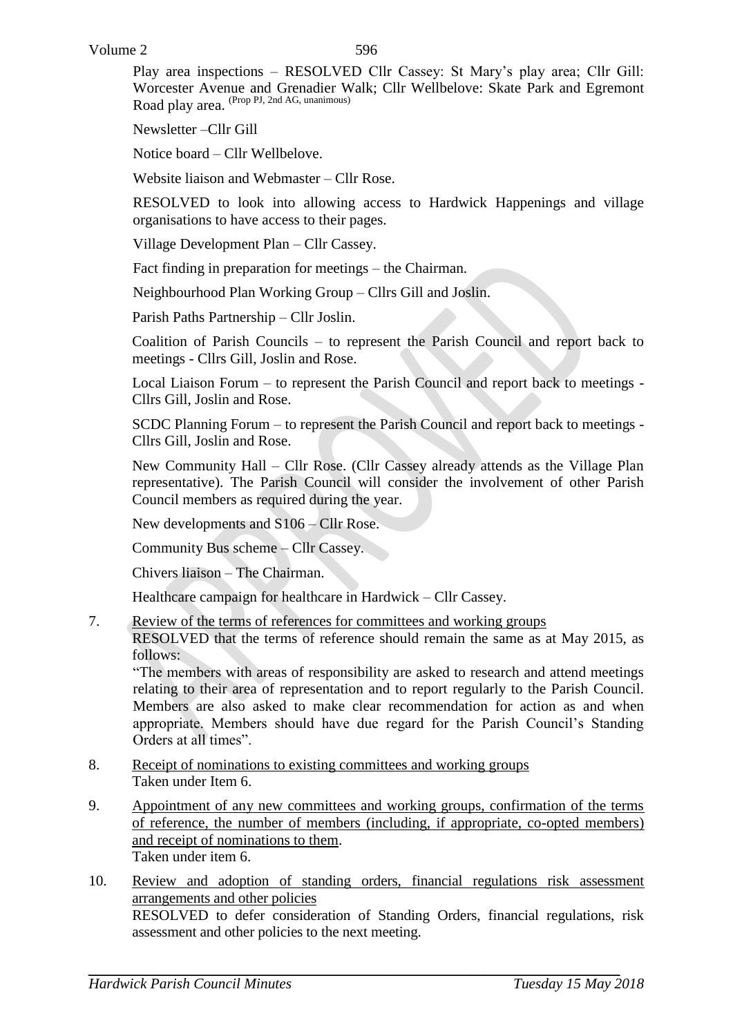Play area inspections – RESOLVED Cllr Cassey: St Mary's play area; Cllr Gill: Worcester Avenue and Grenadier Walk; Cllr Wellbelove: Skate Park and Egremont Road play area. (Prop PJ, 2nd AG, unanimous)

Newsletter –Cllr Gill

Notice board – Cllr Wellbelove.

Website liaison and Webmaster – Cllr Rose.

RESOLVED to look into allowing access to Hardwick Happenings and village organisations to have access to their pages.

Village Development Plan – Cllr Cassey.

Fact finding in preparation for meetings – the Chairman.

Neighbourhood Plan Working Group – Cllrs Gill and Joslin.

Parish Paths Partnership – Cllr Joslin.

Coalition of Parish Councils – to represent the Parish Council and report back to meetings - Cllrs Gill, Joslin and Rose.

Local Liaison Forum – to represent the Parish Council and report back to meetings - Cllrs Gill, Joslin and Rose.

SCDC Planning Forum – to represent the Parish Council and report back to meetings - Cllrs Gill, Joslin and Rose.

New Community Hall – Cllr Rose. (Cllr Cassey already attends as the Village Plan representative). The Parish Council will consider the involvement of other Parish Council members as required during the year.

New developments and S106 – Cllr Rose.

Community Bus scheme – Cllr Cassey.

Chivers liaison – The Chairman.

Healthcare campaign for healthcare in Hardwick – Cllr Cassey.

7. Review of the terms of references for committees and working groups
RESOLVED that the terms of reference should remain the same as at May 2015, as follows:
"The members with areas of responsibility are asked to research and attend meetings relating to their area of representation and to report regularly to the Parish Council. Members are also asked to make clear recommendation for action as and when appropriate. Members should have due regard for the Parish Council's Standing Orders at all times".

8. Receipt of nominations to existing committees and working groups
Taken under Item 6.

9. Appointment of any new committees and working groups, confirmation of the terms of reference, the number of members (including, if appropriate, co-opted members) and receipt of nominations to them.
Taken under item 6.

10. Review and adoption of standing orders, financial regulations risk assessment arrangements and other policies
RESOLVED to defer consideration of Standing Orders, financial regulations, risk assessment and other policies to the next meeting.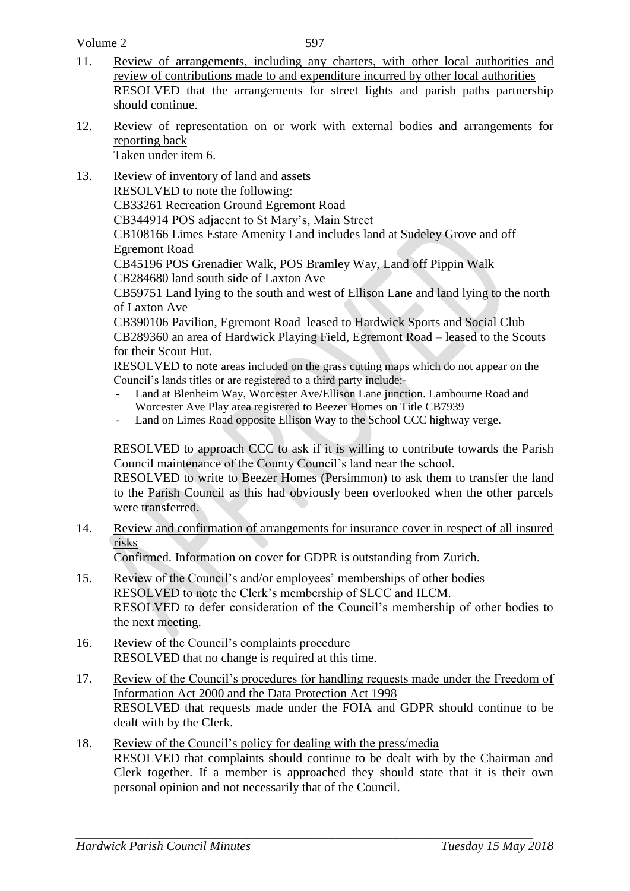11. Review of arrangements, including any charters, with other local authorities and review of contributions made to and expenditure incurred by other local authorities
    RESOLVED that the arrangements for street lights and parish paths partnership should continue.

12. Review of representation on or work with external bodies and arrangements for reporting back
    Taken under item 6.

13. Review of inventory of land and assets
    RESOLVED to note the following:
    CB33261 Recreation Ground Egremont Road
    CB344914 POS adjacent to St Mary's, Main Street
    CB108166 Limes Estate Amenity Land includes land at Sudeley Grove and off Egremont Road
    CB45196 POS Grenadier Walk, POS Bramley Way, Land off Pippin Walk
    CB284680 land south side of Laxton Ave
    CB59751 Land lying to the south and west of Ellison Lane and land lying to the north of Laxton Ave
    CB390106 Pavilion, Egremont Road leased to Hardwick Sports and Social Club
    CB289360 an area of Hardwick Playing Field, Egremont Road – leased to the Scouts for their Scout Hut.
    RESOLVED to note areas included on the grass cutting maps which do not appear on the Council's lands titles or are registered to a third party include:-
    - Land at Blenheim Way, Worcester Ave/Ellison Lane junction. Lambourne Road and Worcester Ave Play area registered to Beezer Homes on Title CB7939
    - Land on Limes Road opposite Ellison Way to the School CCC highway verge.

    RESOLVED to approach CCC to ask if it is willing to contribute towards the Parish Council maintenance of the County Council's land near the school.
    RESOLVED to write to Beezer Homes (Persimmon) to ask them to transfer the land to the Parish Council as this had obviously been overlooked when the other parcels were transferred.

14. Review and confirmation of arrangements for insurance cover in respect of all insured risks
    Confirmed. Information on cover for GDPR is outstanding from Zurich.

15. Review of the Council's and/or employees' memberships of other bodies
    RESOLVED to note the Clerk's membership of SLCC and ILCM.
    RESOLVED to defer consideration of the Council's membership of other bodies to the next meeting.

16. Review of the Council's complaints procedure
    RESOLVED that no change is required at this time.

17. Review of the Council's procedures for handling requests made under the Freedom of Information Act 2000 and the Data Protection Act 1998
    RESOLVED that requests made under the FOIA and GDPR should continue to be dealt with by the Clerk.

18. Review of the Council's policy for dealing with the press/media
    RESOLVED that complaints should continue to be dealt with by the Chairman and Clerk together. If a member is approached they should state that it is their own personal opinion and not necessarily that of the Council.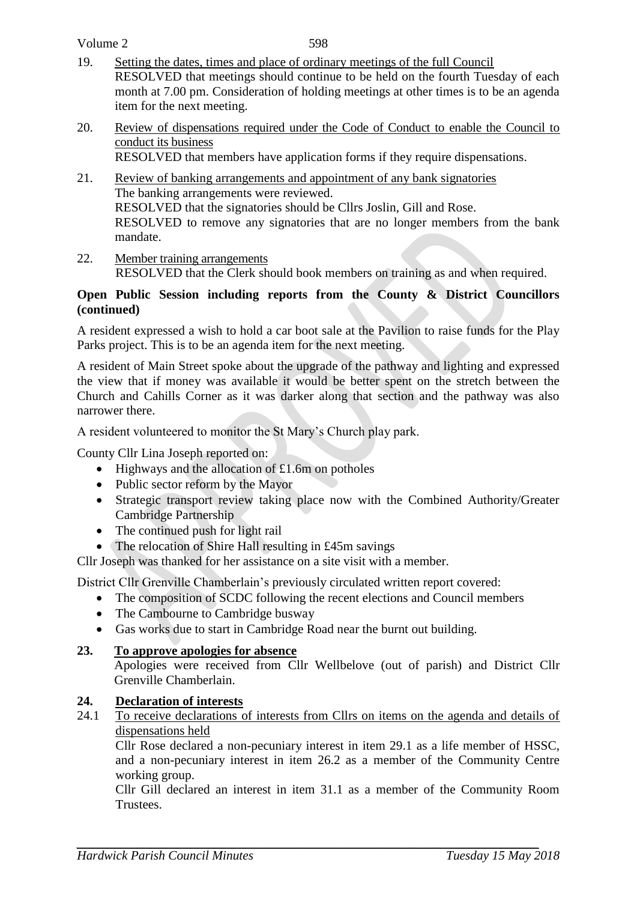19. Setting the dates, times and place of ordinary meetings of the full Council
RESOLVED that meetings should continue to be held on the fourth Tuesday of each month at 7.00 pm. Consideration of holding meetings at other times is to be an agenda item for the next meeting.

20. Review of dispensations required under the Code of Conduct to enable the Council to conduct its business
RESOLVED that members have application forms if they require dispensations.

21. Review of banking arrangements and appointment of any bank signatories
The banking arrangements were reviewed.
RESOLVED that the signatories should be Cllrs Joslin, Gill and Rose.
RESOLVED to remove any signatories that are no longer members from the bank mandate.

22. Member training arrangements
RESOLVED that the Clerk should book members on training as and when required.

**Open Public Session including reports from the County & District Councillors (continued)**

A resident expressed a wish to hold a car boot sale at the Pavilion to raise funds for the Play Parks project. This is to be an agenda item for the next meeting.

A resident of Main Street spoke about the upgrade of the pathway and lighting and expressed the view that if money was available it would be better spent on the stretch between the Church and Cahills Corner as it was darker along that section and the pathway was also narrower there.

A resident volunteered to monitor the St Mary's Church play park.

County Cllr Lina Joseph reported on:

- Highways and the allocation of £1.6m on potholes
- Public sector reform by the Mayor
- Strategic transport review taking place now with the Combined Authority/Greater Cambridge Partnership
- The continued push for light rail
- The relocation of Shire Hall resulting in £45m savings

Cllr Joseph was thanked for her assistance on a site visit with a member.

District Cllr Grenville Chamberlain's previously circulated written report covered:

- The composition of SCDC following the recent elections and Council members
- The Cambourne to Cambridge busway
- Gas works due to start in Cambridge Road near the burnt out building.

**23. To approve apologies for absence**

Apologies were received from Cllr Wellbelove (out of parish) and District Cllr Grenville Chamberlain.

**24. Declaration of interests**

24.1 To receive declarations of interests from Cllrs on items on the agenda and details of dispensations held

Cllr Rose declared a non-pecuniary interest in item 29.1 as a life member of HSSC, and a non-pecuniary interest in item 26.2 as a member of the Community Centre working group.

Cllr Gill declared an interest in item 31.1 as a member of the Community Room Trustees.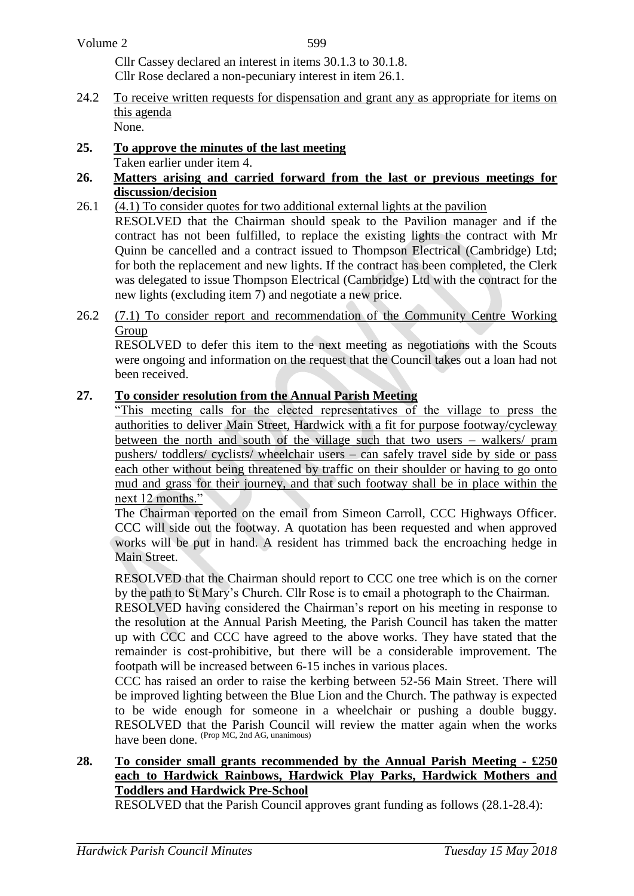Cllr Cassey declared an interest in items 30.1.3 to 30.1.8.
Cllr Rose declared a non-pecuniary interest in item 26.1.

24.2 To receive written requests for dispensation and grant any as appropriate for items on this agenda
None.

**25. To approve the minutes of the last meeting**
Taken earlier under item 4.

**26. Matters arising and carried forward from the last or previous meetings for discussion/decision**

26.1 (4.1) To consider quotes for two additional external lights at the pavilion
RESOLVED that the Chairman should speak to the Pavilion manager and if the contract has not been fulfilled, to replace the existing lights the contract with Mr Quinn be cancelled and a contract issued to Thompson Electrical (Cambridge) Ltd; for both the replacement and new lights. If the contract has been completed, the Clerk was delegated to issue Thompson Electrical (Cambridge) Ltd with the contract for the new lights (excluding item 7) and negotiate a new price.

26.2 (7.1) To consider report and recommendation of the Community Centre Working Group
RESOLVED to defer this item to the next meeting as negotiations with the Scouts were ongoing and information on the request that the Council takes out a loan had not been received.

**27. To consider resolution from the Annual Parish Meeting**
"This meeting calls for the elected representatives of the village to press the authorities to deliver Main Street, Hardwick with a fit for purpose footway/cycleway between the north and south of the village such that two users – walkers/ pram pushers/ toddlers/ cyclists/ wheelchair users – can safely travel side by side or pass each other without being threatened by traffic on their shoulder or having to go onto mud and grass for their journey, and that such footway shall be in place within the next 12 months."
The Chairman reported on the email from Simeon Carroll, CCC Highways Officer. CCC will side out the footway. A quotation has been requested and when approved works will be put in hand. A resident has trimmed back the encroaching hedge in Main Street.

RESOLVED that the Chairman should report to CCC one tree which is on the corner by the path to St Mary's Church. Cllr Rose is to email a photograph to the Chairman.
RESOLVED having considered the Chairman's report on his meeting in response to the resolution at the Annual Parish Meeting, the Parish Council has taken the matter up with CCC and CCC have agreed to the above works. They have stated that the remainder is cost-prohibitive, but there will be a considerable improvement. The footpath will be increased between 6-15 inches in various places.
CCC has raised an order to raise the kerbing between 52-56 Main Street. There will be improved lighting between the Blue Lion and the Church. The pathway is expected to be wide enough for someone in a wheelchair or pushing a double buggy.
RESOLVED that the Parish Council will review the matter again when the works have been done. (Prop MC, 2nd AG, unanimous)

**28. To consider small grants recommended by the Annual Parish Meeting - £250 each to Hardwick Rainbows, Hardwick Play Parks, Hardwick Mothers and Toddlers and Hardwick Pre-School**
RESOLVED that the Parish Council approves grant funding as follows (28.1-28.4):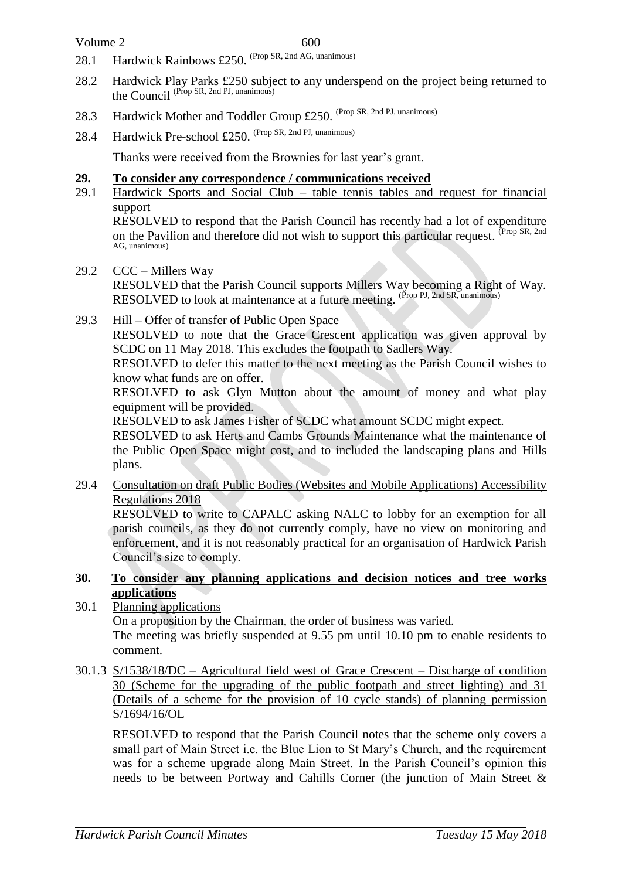28.1 Hardwick Rainbows £250. (Prop SR, 2nd AG, unanimous)

28.2 Hardwick Play Parks £250 subject to any underspend on the project being returned to the Council (Prop SR, 2nd PJ, unanimous)

28.3 Hardwick Mother and Toddler Group £250. (Prop SR, 2nd PJ, unanimous)

28.4 Hardwick Pre-school £250. (Prop SR, 2nd PJ, unanimous)

Thanks were received from the Brownies for last year's grant.

## 29. To consider any correspondence / communications received

29.1 Hardwick Sports and Social Club – table tennis tables and request for financial support

RESOLVED to respond that the Parish Council has recently had a lot of expenditure on the Pavilion and therefore did not wish to support this particular request. (Prop SR, 2nd AG, unanimous)

29.2 CCC – Millers Way

RESOLVED that the Parish Council supports Millers Way becoming a Right of Way. RESOLVED to look at maintenance at a future meeting. (Prop PJ, 2nd SR, unanimous)

29.3 Hill – Offer of transfer of Public Open Space

RESOLVED to note that the Grace Crescent application was given approval by SCDC on 11 May 2018. This excludes the footpath to Sadlers Way.

RESOLVED to defer this matter to the next meeting as the Parish Council wishes to know what funds are on offer.

RESOLVED to ask Glyn Mutton about the amount of money and what play equipment will be provided.

RESOLVED to ask James Fisher of SCDC what amount SCDC might expect.

RESOLVED to ask Herts and Cambs Grounds Maintenance what the maintenance of the Public Open Space might cost, and to included the landscaping plans and Hills plans.

29.4 Consultation on draft Public Bodies (Websites and Mobile Applications) Accessibility Regulations 2018

RESOLVED to write to CAPALC asking NALC to lobby for an exemption for all parish councils, as they do not currently comply, have no view on monitoring and enforcement, and it is not reasonably practical for an organisation of Hardwick Parish Council's size to comply.

## 30. To consider any planning applications and decision notices and tree works applications

30.1 Planning applications

On a proposition by the Chairman, the order of business was varied.

The meeting was briefly suspended at 9.55 pm until 10.10 pm to enable residents to comment.

30.1.3 S/1538/18/DC – Agricultural field west of Grace Crescent – Discharge of condition 30 (Scheme for the upgrading of the public footpath and street lighting) and 31 (Details of a scheme for the provision of 10 cycle stands) of planning permission S/1694/16/OL

RESOLVED to respond that the Parish Council notes that the scheme only covers a small part of Main Street i.e. the Blue Lion to St Mary's Church, and the requirement was for a scheme upgrade along Main Street. In the Parish Council's opinion this needs to be between Portway and Cahills Corner (the junction of Main Street &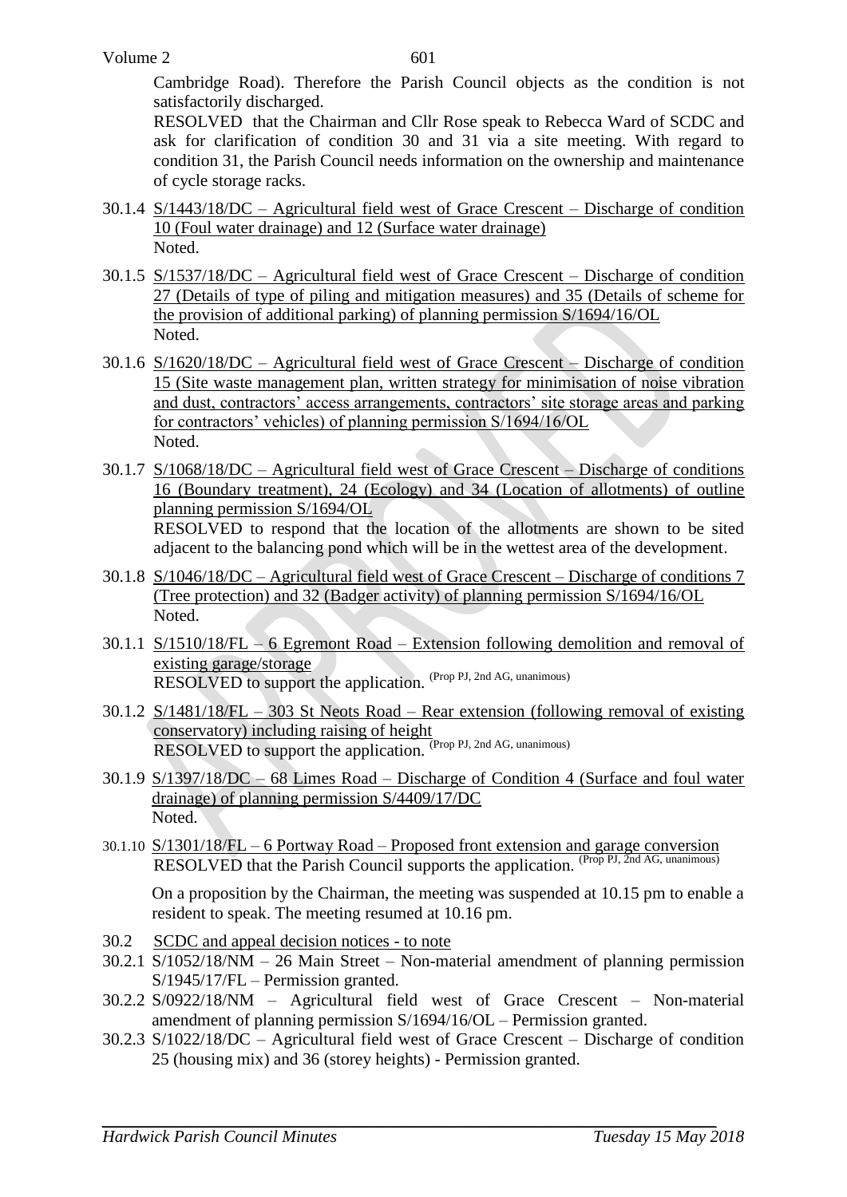Cambridge Road). Therefore the Parish Council objects as the condition is not satisfactorily discharged.

RESOLVED that the Chairman and Cllr Rose speak to Rebecca Ward of SCDC and ask for clarification of condition 30 and 31 via a site meeting. With regard to condition 31, the Parish Council needs information on the ownership and maintenance of cycle storage racks.

30.1.4 S/1443/18/DC – Agricultural field west of Grace Crescent – Discharge of condition 10 (Foul water drainage) and 12 (Surface water drainage)
Noted.

30.1.5 S/1537/18/DC – Agricultural field west of Grace Crescent – Discharge of condition 27 (Details of type of piling and mitigation measures) and 35 (Details of scheme for the provision of additional parking) of planning permission S/1694/16/OL
Noted.

30.1.6 S/1620/18/DC – Agricultural field west of Grace Crescent – Discharge of condition 15 (Site waste management plan, written strategy for minimisation of noise vibration and dust, contractors' access arrangements, contractors' site storage areas and parking for contractors' vehicles) of planning permission S/1694/16/OL
Noted.

30.1.7 S/1068/18/DC – Agricultural field west of Grace Crescent – Discharge of conditions 16 (Boundary treatment), 24 (Ecology) and 34 (Location of allotments) of outline planning permission S/1694/OL
RESOLVED to respond that the location of the allotments are shown to be sited adjacent to the balancing pond which will be in the wettest area of the development.

30.1.8 S/1046/18/DC – Agricultural field west of Grace Crescent – Discharge of conditions 7 (Tree protection) and 32 (Badger activity) of planning permission S/1694/16/OL
Noted.

30.1.1 S/1510/18/FL – 6 Egremont Road – Extension following demolition and removal of existing garage/storage
RESOLVED to support the application. (Prop PJ, 2nd AG, unanimous)

30.1.2 S/1481/18/FL – 303 St Neots Road – Rear extension (following removal of existing conservatory) including raising of height
RESOLVED to support the application. (Prop PJ, 2nd AG, unanimous)

30.1.9 S/1397/18/DC – 68 Limes Road – Discharge of Condition 4 (Surface and foul water drainage) of planning permission S/4409/17/DC
Noted.

30.1.10 S/1301/18/FL – 6 Portway Road – Proposed front extension and garage conversion
RESOLVED that the Parish Council supports the application. (Prop PJ, 2nd AG, unanimous)

On a proposition by the Chairman, the meeting was suspended at 10.15 pm to enable a resident to speak. The meeting resumed at 10.16 pm.

30.2 SCDC and appeal decision notices - to note

30.2.1 S/1052/18/NM – 26 Main Street – Non-material amendment of planning permission S/1945/17/FL – Permission granted.

30.2.2 S/0922/18/NM – Agricultural field west of Grace Crescent – Non-material amendment of planning permission S/1694/16/OL – Permission granted.

30.2.3 S/1022/18/DC – Agricultural field west of Grace Crescent – Discharge of condition 25 (housing mix) and 36 (storey heights) - Permission granted.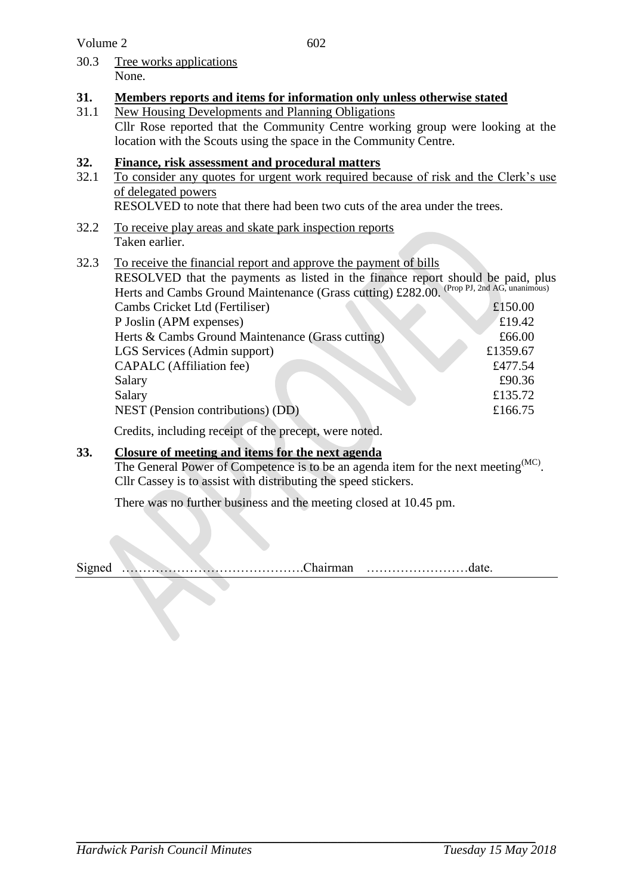30.3 Tree works applications
None.

## 31. Members reports and items for information only unless otherwise stated

31.1 New Housing Developments and Planning Obligations
Cllr Rose reported that the Community Centre working group were looking at the location with the Scouts using the space in the Community Centre.

## 32. Finance, risk assessment and procedural matters

32.1 To consider any quotes for urgent work required because of risk and the Clerk's use of delegated powers
RESOLVED to note that there had been two cuts of the area under the trees.

32.2 To receive play areas and skate park inspection reports
Taken earlier.

32.3 To receive the financial report and approve the payment of bills
RESOLVED that the payments as listed in the finance report should be paid, plus Herts and Cambs Ground Maintenance (Grass cutting) £282.00. (Prop PJ, 2nd AG, unanimous)

| | |
|---|---|
| Cambs Cricket Ltd (Fertiliser) | £150.00 |
| P Joslin (APM expenses) | £19.42 |
| Herts & Cambs Ground Maintenance (Grass cutting) | £66.00 |
| LGS Services (Admin support) | £1359.67 |
| CAPALC (Affiliation fee) | £477.54 |
| Salary | £90.36 |
| Salary | £135.72 |
| NEST (Pension contributions) (DD) | £166.75 |

Credits, including receipt of the precept, were noted.

## 33. Closure of meeting and items for the next agenda

The General Power of Competence is to be an agenda item for the next meeting (MC).
Cllr Cassey is to assist with distributing the speed stickers.

There was no further business and the meeting closed at 10.45 pm.

Signed …………………………………….Chairman ……………………date.